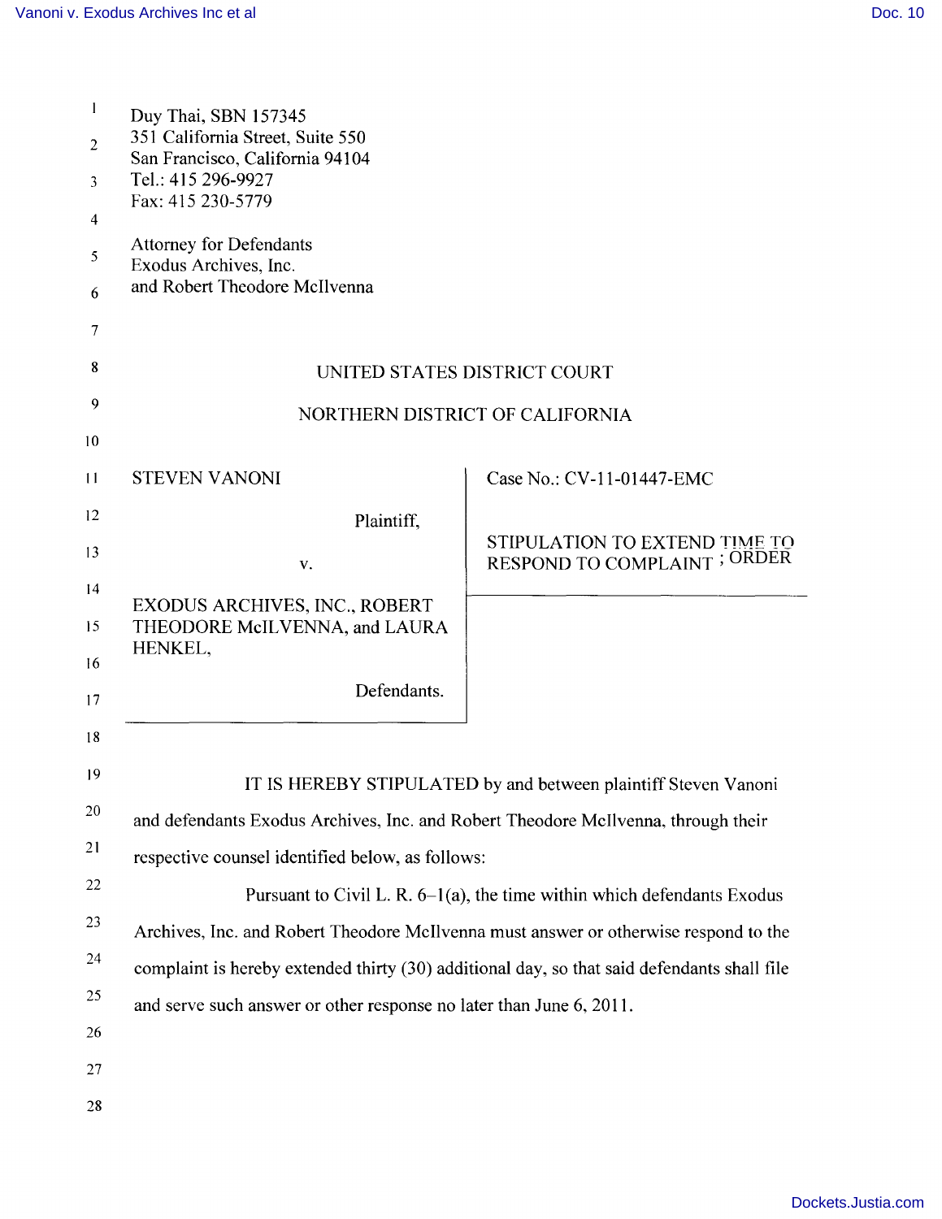Duy Thai, SBN 157345
351 California Street, Suite 550
San Francisco, California 94104
Tel.: 415 296-9927
Fax: 415 230-5779

Attorney for Defendants
Exodus Archives, Inc.
and Robert Theodore McIlvenna

UNITED STATES DISTRICT COURT

NORTHERN DISTRICT OF CALIFORNIA

| | |
|---|---|
| STEVEN VANONI<br><br>Plaintiff,<br><br>v.<br><br>EXODUS ARCHIVES, INC., ROBERT THEODORE McILVENNA, and LAURA HENKEL,<br><br>Defendants. | Case No.: CV-11-01447-EMC<br><br>STIPULATION TO EXTEND TIME TO RESPOND TO COMPLAINT ; ORDER |

IT IS HEREBY STIPULATED by and between plaintiff Steven Vanoni and defendants Exodus Archives, Inc. and Robert Theodore McIlvenna, through their respective counsel identified below, as follows:

Pursuant to Civil L. R. 6–1(a), the time within which defendants Exodus Archives, Inc. and Robert Theodore McIlvenna must answer or otherwise respond to the complaint is hereby extended thirty (30) additional day, so that said defendants shall file and serve such answer or other response no later than June 6, 2011.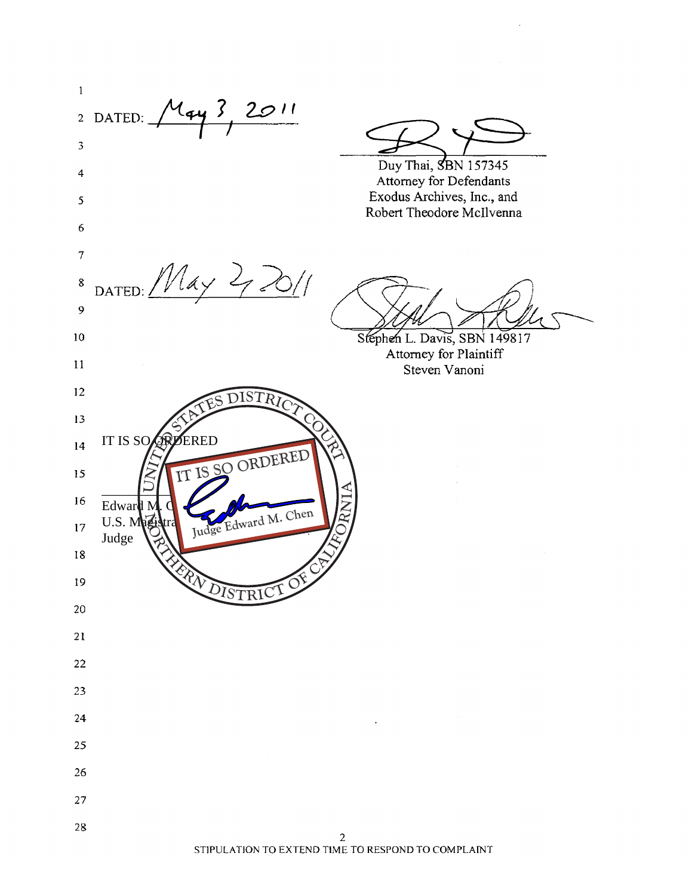DATED: May 3, 2011

Duy Thai, SBN 157345
Attorney for Defendants
Exodus Archives, Inc., and
Robert Theodore McIlvenna

DATED: May 2, 2011

Stephen L. Davis, SBN 149817
Attorney for Plaintiff
Steven Vanoni

IT IS SO ORDERED

UNITED STATES DISTRICT COURT
NORTHERN DISTRICT OF CALIFORNIA

IT IS SO ORDERED

Judge Edward M. Chen

Edward M. Chen
U.S. Magistrate
Judge

STIPULATION TO EXTEND TIME TO RESPOND TO COMPLAINT